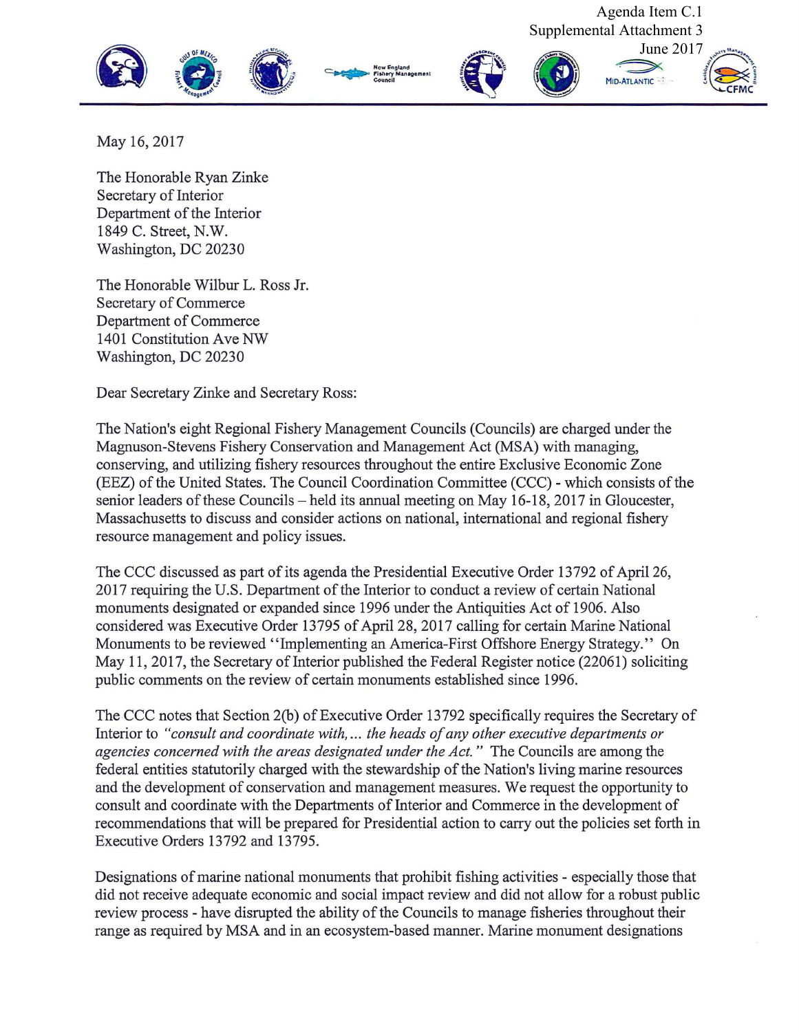Agenda Item C.1
Supplemental Attachment 3
June 2017

May 16, 2017

The Honorable Ryan Zinke
Secretary of Interior
Department of the Interior
1849 C. Street, N.W.
Washington, DC 20230

The Honorable Wilbur L. Ross Jr.
Secretary of Commerce
Department of Commerce
1401 Constitution Ave NW
Washington, DC 20230

Dear Secretary Zinke and Secretary Ross:

The Nation's eight Regional Fishery Management Councils (Councils) are charged under the Magnuson-Stevens Fishery Conservation and Management Act (MSA) with managing, conserving, and utilizing fishery resources throughout the entire Exclusive Economic Zone (EEZ) of the United States. The Council Coordination Committee (CCC) - which consists of the senior leaders of these Councils – held its annual meeting on May 16-18, 2017 in Gloucester, Massachusetts to discuss and consider actions on national, international and regional fishery resource management and policy issues.

The CCC discussed as part of its agenda the Presidential Executive Order 13792 of April 26, 2017 requiring the U.S. Department of the Interior to conduct a review of certain National monuments designated or expanded since 1996 under the Antiquities Act of 1906. Also considered was Executive Order 13795 of April 28, 2017 calling for certain Marine National Monuments to be reviewed "Implementing an America-First Offshore Energy Strategy." On May 11, 2017, the Secretary of Interior published the Federal Register notice (22061) soliciting public comments on the review of certain monuments established since 1996.

The CCC notes that Section 2(b) of Executive Order 13792 specifically requires the Secretary of Interior to *"consult and coordinate with,... the heads of any other executive departments or agencies concerned with the areas designated under the Act."* The Councils are among the federal entities statutorily charged with the stewardship of the Nation's living marine resources and the development of conservation and management measures. We request the opportunity to consult and coordinate with the Departments of Interior and Commerce in the development of recommendations that will be prepared for Presidential action to carry out the policies set forth in Executive Orders 13792 and 13795.

Designations of marine national monuments that prohibit fishing activities - especially those that did not receive adequate economic and social impact review and did not allow for a robust public review process - have disrupted the ability of the Councils to manage fisheries throughout their range as required by MSA and in an ecosystem-based manner. Marine monument designations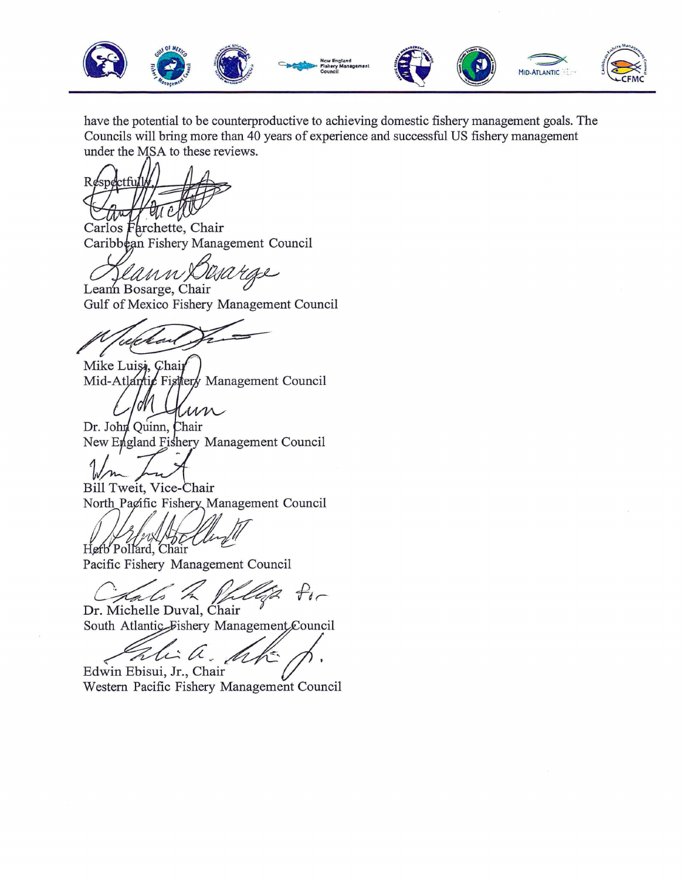have the potential to be counterproductive to achieving domestic fishery management goals. The Councils will bring more than 40 years of experience and successful US fishery management under the MSA to these reviews.

Respectfully,

Carlos Farchette, Chair
Caribbean Fishery Management Council

Leann Bosarge, Chair
Gulf of Mexico Fishery Management Council

Mike Luisi, Chair
Mid-Atlantic Fishery Management Council

Dr. John Quinn, Chair
New England Fishery Management Council

Bill Tweit, Vice-Chair
North Pacific Fishery Management Council

Herb Pollard, Chair
Pacific Fishery Management Council

Dr. Michelle Duval, Chair
South Atlantic Fishery Management Council

Edwin Ebisui, Jr., Chair
Western Pacific Fishery Management Council